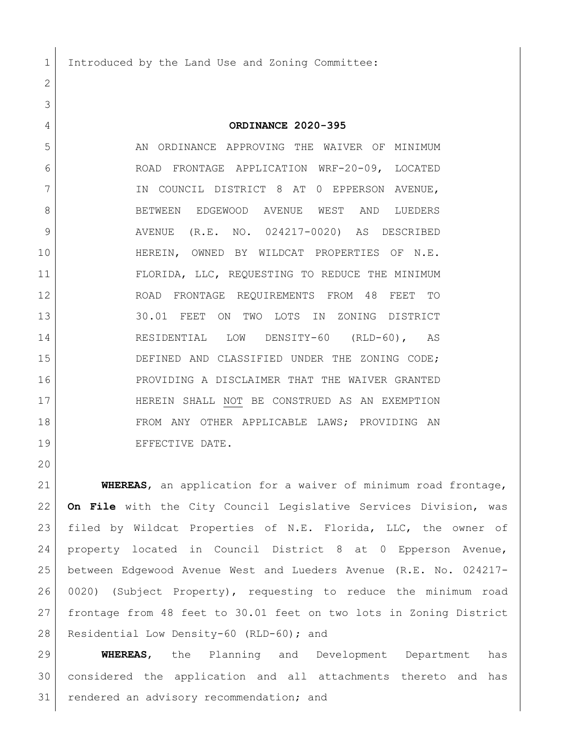Introduced by the Land Use and Zoning Committee:

**ORDINANCE 2020-395**

AN ORDINANCE APPROVING THE WAIVER OF MINIMUM ROAD FRONTAGE APPLICATION WRF-20-09, LOCATED IN COUNCIL DISTRICT 8 AT 0 EPPERSON AVENUE, BETWEEN EDGEWOOD AVENUE WEST AND LUEDERS AVENUE (R.E. NO. 024217-0020) AS DESCRIBED HEREIN, OWNED BY WILDCAT PROPERTIES OF N.E. FLORIDA, LLC, REQUESTING TO REDUCE THE MINIMUM ROAD FRONTAGE REQUIREMENTS FROM 48 FEET TO 30.01 FEET ON TWO LOTS IN ZONING DISTRICT RESIDENTIAL LOW DENSITY-60 (RLD-60), AS DEFINED AND CLASSIFIED UNDER THE ZONING CODE; PROVIDING A DISCLAIMER THAT THE WAIVER GRANTED HEREIN SHALL NOT BE CONSTRUED AS AN EXEMPTION FROM ANY OTHER APPLICABLE LAWS; PROVIDING AN EFFECTIVE DATE.

**WHEREAS**, an application for a waiver of minimum road frontage, **On File** with the City Council Legislative Services Division, was filed by Wildcat Properties of N.E. Florida, LLC, the owner of property located in Council District 8 at 0 Epperson Avenue, between Edgewood Avenue West and Lueders Avenue (R.E. No. 024217-0020) (Subject Property), requesting to reduce the minimum road frontage from 48 feet to 30.01 feet on two lots in Zoning District Residential Low Density-60 (RLD-60); and

**WHEREAS**, the Planning and Development Department has considered the application and all attachments thereto and has rendered an advisory recommendation; and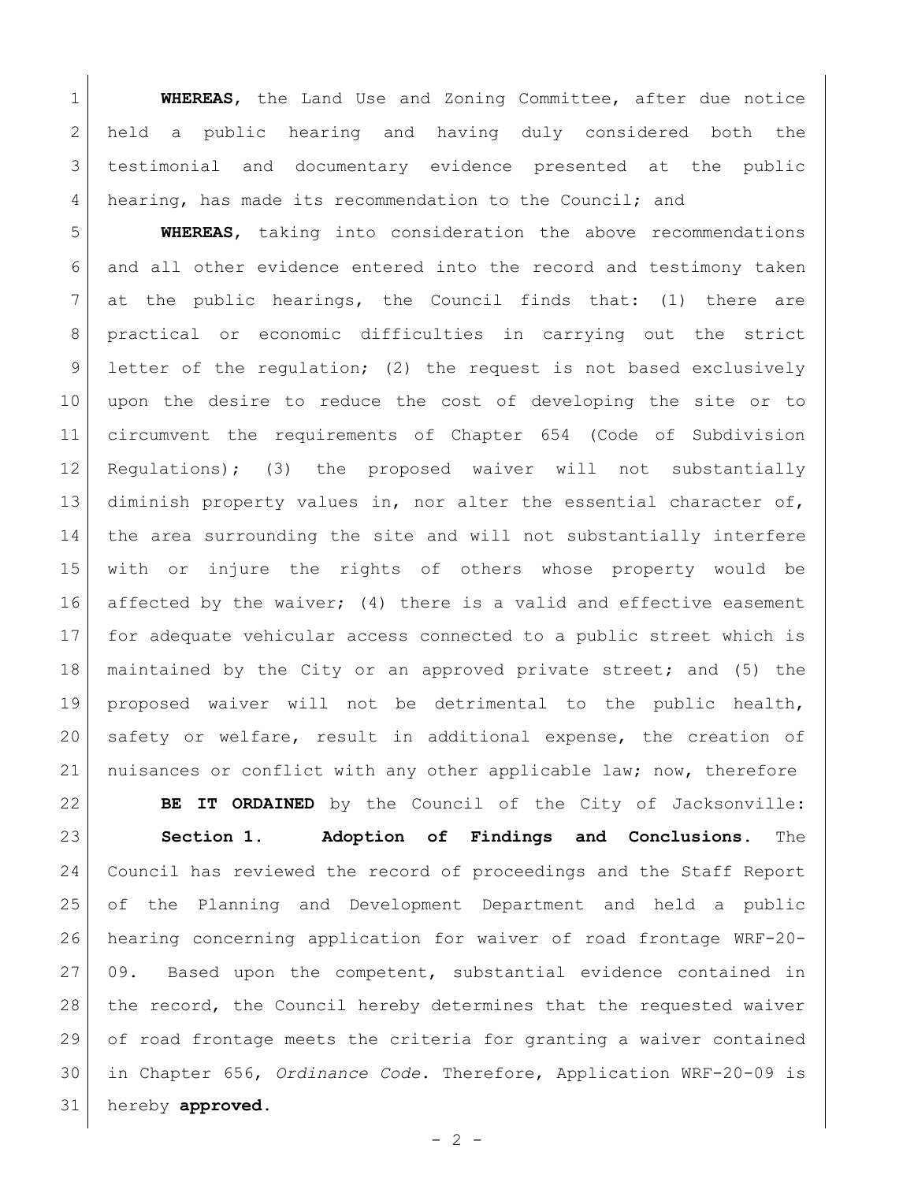**WHEREAS**, the Land Use and Zoning Committee, after due notice held a public hearing and having duly considered both the testimonial and documentary evidence presented at the public hearing, has made its recommendation to the Council; and

**WHEREAS**, taking into consideration the above recommendations and all other evidence entered into the record and testimony taken at the public hearings, the Council finds that: (1) there are practical or economic difficulties in carrying out the strict letter of the regulation; (2) the request is not based exclusively upon the desire to reduce the cost of developing the site or to circumvent the requirements of Chapter 654 (Code of Subdivision Regulations); (3) the proposed waiver will not substantially diminish property values in, nor alter the essential character of, the area surrounding the site and will not substantially interfere with or injure the rights of others whose property would be affected by the waiver; (4) there is a valid and effective easement for adequate vehicular access connected to a public street which is maintained by the City or an approved private street; and (5) the proposed waiver will not be detrimental to the public health, safety or welfare, result in additional expense, the creation of nuisances or conflict with any other applicable law; now, therefore

**BE IT ORDAINED** by the Council of the City of Jacksonville:

**Section 1. Adoption of Findings and Conclusions.** The Council has reviewed the record of proceedings and the Staff Report of the Planning and Development Department and held a public hearing concerning application for waiver of road frontage WRF-20-09. Based upon the competent, substantial evidence contained in the record, the Council hereby determines that the requested waiver of road frontage meets the criteria for granting a waiver contained in Chapter 656, *Ordinance Code*. Therefore, Application WRF-20-09 is hereby **approved.**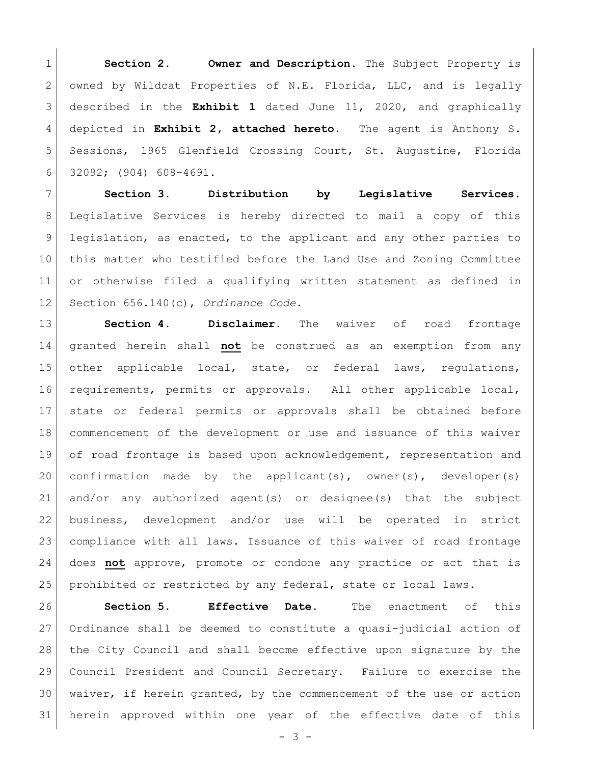**Section 2. Owner and Description.** The Subject Property is owned by Wildcat Properties of N.E. Florida, LLC, and is legally described in the **Exhibit 1** dated June 11, 2020, and graphically depicted in **Exhibit 2, attached hereto.** The agent is Anthony S. Sessions, 1965 Glenfield Crossing Court, St. Augustine, Florida 32092; (904) 608-4691.

**Section 3. Distribution by Legislative Services.** Legislative Services is hereby directed to mail a copy of this legislation, as enacted, to the applicant and any other parties to this matter who testified before the Land Use and Zoning Committee or otherwise filed a qualifying written statement as defined in Section 656.140(c), *Ordinance Code*.

**Section 4. Disclaimer.** The waiver of road frontage granted herein shall **not** be construed as an exemption from any other applicable local, state, or federal laws, regulations, requirements, permits or approvals. All other applicable local, state or federal permits or approvals shall be obtained before commencement of the development or use and issuance of this waiver of road frontage is based upon acknowledgement, representation and confirmation made by the applicant(s), owner(s), developer(s) and/or any authorized agent(s) or designee(s) that the subject business, development and/or use will be operated in strict compliance with all laws. Issuance of this waiver of road frontage does **not** approve, promote or condone any practice or act that is prohibited or restricted by any federal, state or local laws.

**Section 5. Effective Date.** The enactment of this Ordinance shall be deemed to constitute a quasi-judicial action of the City Council and shall become effective upon signature by the Council President and Council Secretary. Failure to exercise the waiver, if herein granted, by the commencement of the use or action herein approved within one year of the effective date of this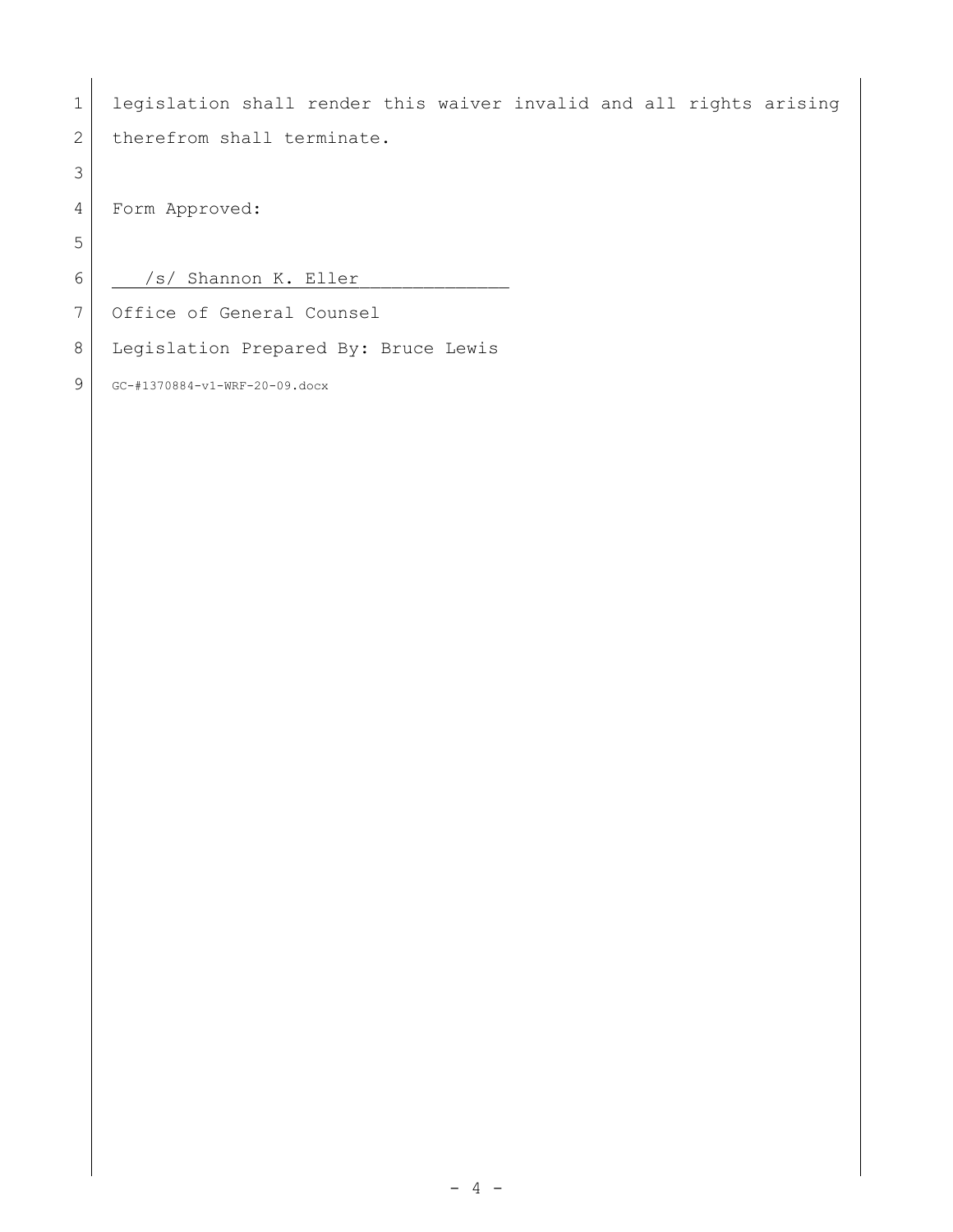legislation shall render this waiver invalid and all rights arising therefrom shall terminate.

Form Approved:

/s/ Shannon K. Eller

Office of General Counsel

Legislation Prepared By: Bruce Lewis

GC-#1370884-v1-WRF-20-09.docx